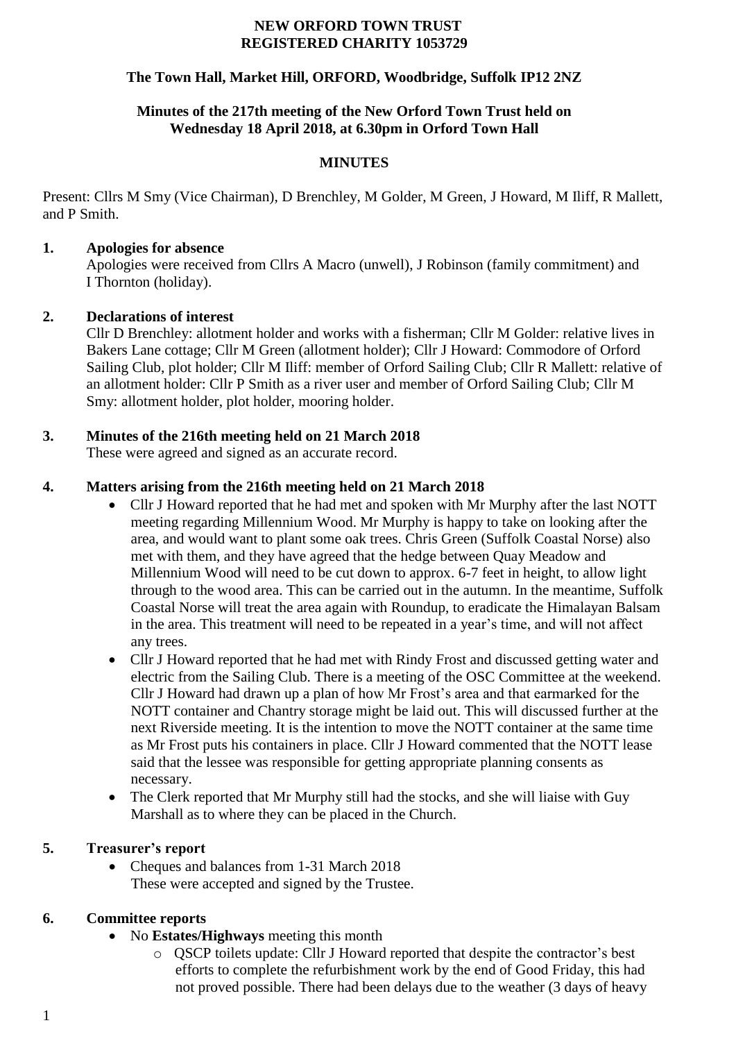**NEW ORFORD TOWN TRUST**
**REGISTERED CHARITY 1053729**

**The Town Hall, Market Hill, ORFORD, Woodbridge, Suffolk IP12 2NZ**

**Minutes of the 217th meeting of the New Orford Town Trust held on Wednesday 18 April 2018, at 6.30pm in Orford Town Hall**

**MINUTES**

Present: Cllrs M Smy (Vice Chairman), D Brenchley, M Golder, M Green, J Howard, M Iliff, R Mallett, and P Smith.

**1. Apologies for absence**

Apologies were received from Cllrs A Macro (unwell), J Robinson (family commitment) and I Thornton (holiday).

**2. Declarations of interest**

Cllr D Brenchley: allotment holder and works with a fisherman; Cllr M Golder: relative lives in Bakers Lane cottage; Cllr M Green (allotment holder); Cllr J Howard: Commodore of Orford Sailing Club, plot holder; Cllr M Iliff: member of Orford Sailing Club; Cllr R Mallett: relative of an allotment holder: Cllr P Smith as a river user and member of Orford Sailing Club; Cllr M Smy: allotment holder, plot holder, mooring holder.

**3. Minutes of the 216th meeting held on 21 March 2018**

These were agreed and signed as an accurate record.

**4. Matters arising from the 216th meeting held on 21 March 2018**

- Cllr J Howard reported that he had met and spoken with Mr Murphy after the last NOTT meeting regarding Millennium Wood. Mr Murphy is happy to take on looking after the area, and would want to plant some oak trees. Chris Green (Suffolk Coastal Norse) also met with them, and they have agreed that the hedge between Quay Meadow and Millennium Wood will need to be cut down to approx. 6-7 feet in height, to allow light through to the wood area. This can be carried out in the autumn. In the meantime, Suffolk Coastal Norse will treat the area again with Roundup, to eradicate the Himalayan Balsam in the area. This treatment will need to be repeated in a year's time, and will not affect any trees.
- Cllr J Howard reported that he had met with Rindy Frost and discussed getting water and electric from the Sailing Club. There is a meeting of the OSC Committee at the weekend. Cllr J Howard had drawn up a plan of how Mr Frost's area and that earmarked for the NOTT container and Chantry storage might be laid out. This will discussed further at the next Riverside meeting. It is the intention to move the NOTT container at the same time as Mr Frost puts his containers in place. Cllr J Howard commented that the NOTT lease said that the lessee was responsible for getting appropriate planning consents as necessary.
- The Clerk reported that Mr Murphy still had the stocks, and she will liaise with Guy Marshall as to where they can be placed in the Church.

**5. Treasurer's report**

- Cheques and balances from 1-31 March 2018
  These were accepted and signed by the Trustee.

**6. Committee reports**

- No **Estates/Highways** meeting this month
  - QSCP toilets update: Cllr J Howard reported that despite the contractor's best efforts to complete the refurbishment work by the end of Good Friday, this had not proved possible. There had been delays due to the weather (3 days of heavy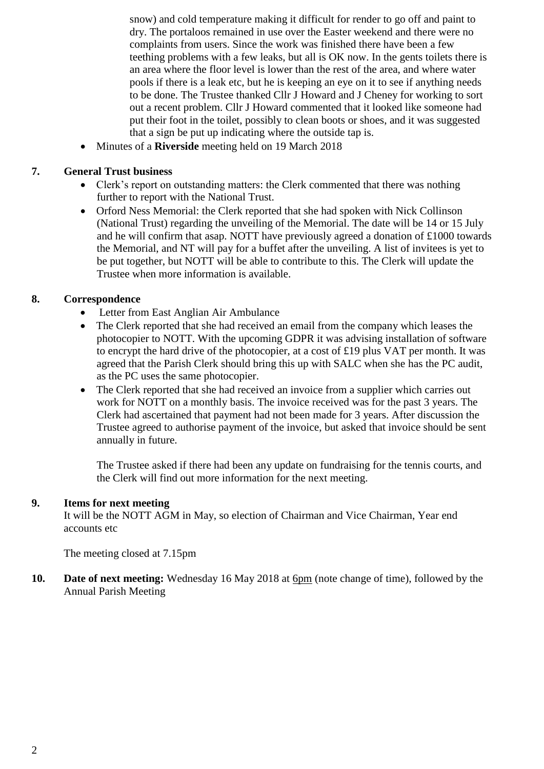snow) and cold temperature making it difficult for render to go off and paint to dry. The portaloos remained in use over the Easter weekend and there were no complaints from users. Since the work was finished there have been a few teething problems with a few leaks, but all is OK now. In the gents toilets there is an area where the floor level is lower than the rest of the area, and where water pools if there is a leak etc, but he is keeping an eye on it to see if anything needs to be done. The Trustee thanked Cllr J Howard and J Cheney for working to sort out a recent problem. Cllr J Howard commented that it looked like someone had put their foot in the toilet, possibly to clean boots or shoes, and it was suggested that a sign be put up indicating where the outside tap is.

- Minutes of a **Riverside** meeting held on 19 March 2018

**7. General Trust business**

- Clerk's report on outstanding matters: the Clerk commented that there was nothing further to report with the National Trust.
- Orford Ness Memorial: the Clerk reported that she had spoken with Nick Collinson (National Trust) regarding the unveiling of the Memorial. The date will be 14 or 15 July and he will confirm that asap. NOTT have previously agreed a donation of £1000 towards the Memorial, and NT will pay for a buffet after the unveiling. A list of invitees is yet to be put together, but NOTT will be able to contribute to this. The Clerk will update the Trustee when more information is available.

**8. Correspondence**

- Letter from East Anglian Air Ambulance
- The Clerk reported that she had received an email from the company which leases the photocopier to NOTT. With the upcoming GDPR it was advising installation of software to encrypt the hard drive of the photocopier, at a cost of £19 plus VAT per month. It was agreed that the Parish Clerk should bring this up with SALC when she has the PC audit, as the PC uses the same photocopier.
- The Clerk reported that she had received an invoice from a supplier which carries out work for NOTT on a monthly basis. The invoice received was for the past 3 years. The Clerk had ascertained that payment had not been made for 3 years. After discussion the Trustee agreed to authorise payment of the invoice, but asked that invoice should be sent annually in future.

The Trustee asked if there had been any update on fundraising for the tennis courts, and the Clerk will find out more information for the next meeting.

**9. Items for next meeting**

It will be the NOTT AGM in May, so election of Chairman and Vice Chairman, Year end accounts etc

The meeting closed at 7.15pm

**10. Date of next meeting:** Wednesday 16 May 2018 at 6pm (note change of time), followed by the Annual Parish Meeting